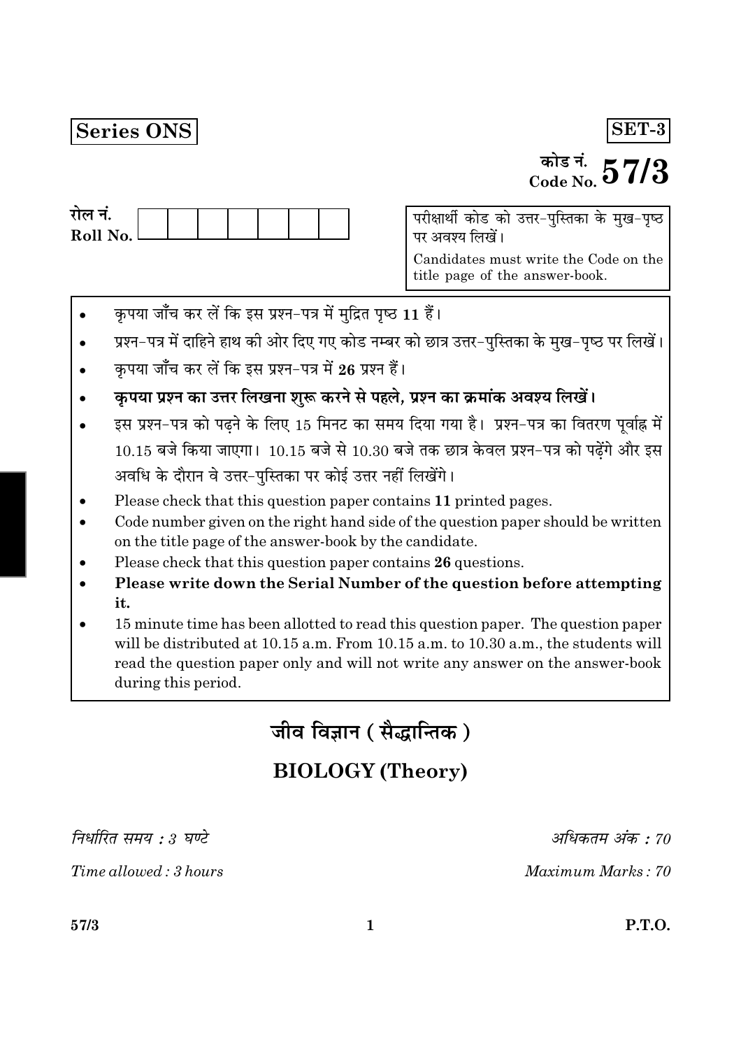**Series ONS** **SET-3**

कोड नं.
Code No. **57/3**

रोल नं.
Roll No. | | | | | | | |

परीक्षार्थी कोड को उत्तर-पुस्तिका के मुख-पृष्ठ पर अवश्य लिखें।

Candidates must write the Code on the title page of the answer-book.

- कृपया जाँच कर लें कि इस प्रश्न-पत्र में मुद्रित पृष्ठ 11 हैं।
- प्रश्न-पत्र में दाहिने हाथ की ओर दिए गए कोड नम्बर को छात्र उत्तर-पुस्तिका के मुख-पृष्ठ पर लिखें।
- कृपया जाँच कर लें कि इस प्रश्न-पत्र में **26** प्रश्न हैं।
- **कृपया प्रश्न का उत्तर लिखना शुरू करने से पहले, प्रश्न का क्रमांक अवश्य लिखें।**
- इस प्रश्न-पत्र को पढ़ने के लिए 15 मिनट का समय दिया गया है। प्रश्न-पत्र का वितरण पूर्वाह्न में 10.15 बजे किया जाएगा। 10.15 बजे से 10.30 बजे तक छात्र केवल प्रश्न-पत्र को पढ़ेंगे और इस अवधि के दौरान वे उत्तर-पुस्तिका पर कोई उत्तर नहीं लिखेंगे।
- Please check that this question paper contains **11** printed pages.
- Code number given on the right hand side of the question paper should be written on the title page of the answer-book by the candidate.
- Please check that this question paper contains **26** questions.
- **Please write down the Serial Number of the question before attempting it.**
- 15 minute time has been allotted to read this question paper. The question paper will be distributed at 10.15 a.m. From 10.15 a.m. to 10.30 a.m., the students will read the question paper only and will not write any answer on the answer-book during this period.

# जीव विज्ञान ( सैद्धान्तिक )

# BIOLOGY (Theory)

*निर्धारित समय : 3 घण्टे* — *अधिकतम अंक : 70*

*Time allowed : 3 hours* — *Maximum Marks : 70*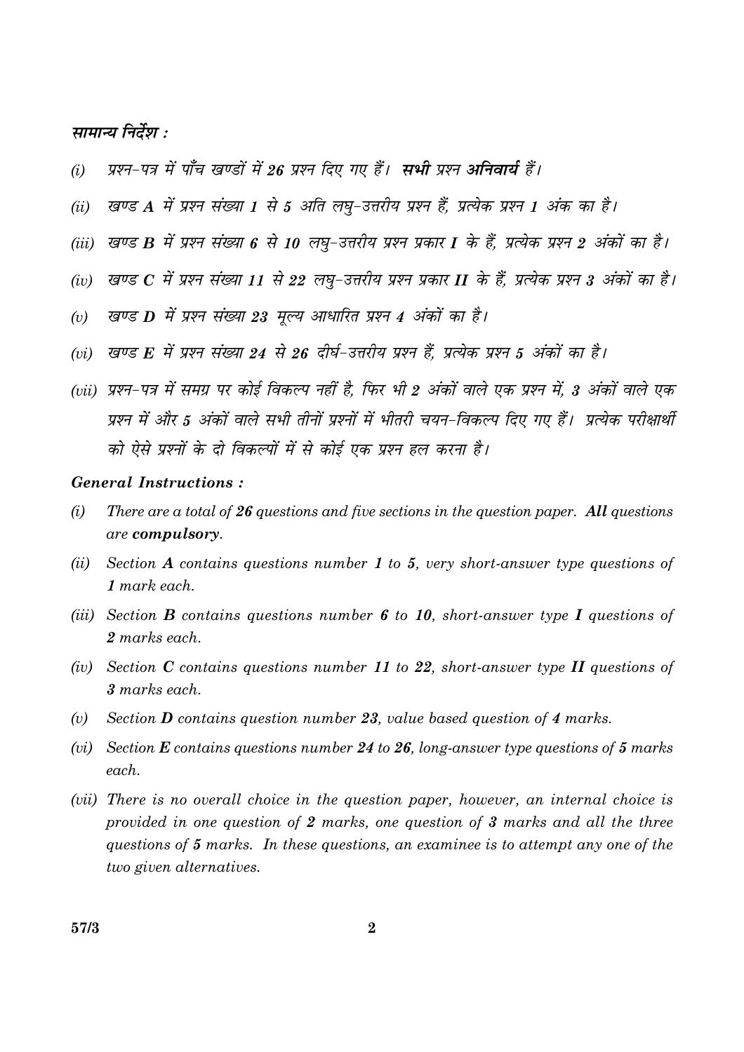*सामान्य निर्देश :*

*(i)* *प्रश्न-पत्र में पाँच खण्डों में **26** प्रश्न दिए गए हैं।* ***सभी** प्रश्न **अनिवार्य** हैं।*

*(ii)* *खण्ड **A** में प्रश्न संख्या **1** से **5** अति लघु-उत्तरीय प्रश्न हैं, प्रत्येक प्रश्न **1** अंक का है।*

*(iii)* *खण्ड **B** में प्रश्न संख्या **6** से **10** लघु-उत्तरीय प्रश्न प्रकार **I** के हैं, प्रत्येक प्रश्न **2** अंकों का है।*

*(iv)* *खण्ड **C** में प्रश्न संख्या **11** से **22** लघु-उत्तरीय प्रश्न प्रकार **II** के हैं, प्रत्येक प्रश्न **3** अंकों का है।*

*(v)* *खण्ड **D** में प्रश्न संख्या **23** मूल्य आधारित प्रश्न **4** अंकों का है।*

*(vi)* *खण्ड **E** में प्रश्न संख्या **24** से **26** दीर्घ-उत्तरीय प्रश्न हैं, प्रत्येक प्रश्न **5** अंकों का है।*

*(vii)* *प्रश्न-पत्र में समग्र पर कोई विकल्प नहीं है, फिर भी **2** अंकों वाले एक प्रश्न में, **3** अंकों वाले एक प्रश्न में और **5** अंकों वाले सभी तीनों प्रश्नों में भीतरी चयन-विकल्प दिए गए हैं। प्रत्येक परीक्षार्थी को ऐसे प्रश्नों के दो विकल्पों में से कोई एक प्रश्न हल करना है।*

***General Instructions :***

*(i)* *There are a total of **26** questions and five sections in the question paper.* ***All** questions are **compulsory**.*

*(ii)* *Section **A** contains questions number **1** to **5**, very short-answer type questions of **1** mark each.*

*(iii)* *Section **B** contains questions number **6** to **10**, short-answer type **I** questions of **2** marks each.*

*(iv)* *Section **C** contains questions number **11** to **22**, short-answer type **II** questions of **3** marks each.*

*(v)* *Section **D** contains question number **23**, value based question of **4** marks.*

*(vi)* *Section **E** contains questions number **24** to **26**, long-answer type questions of **5** marks each.*

*(vii)* *There is no overall choice in the question paper, however, an internal choice is provided in one question of **2** marks, one question of **3** marks and all the three questions of **5** marks. In these questions, an examinee is to attempt any one of the two given alternatives.*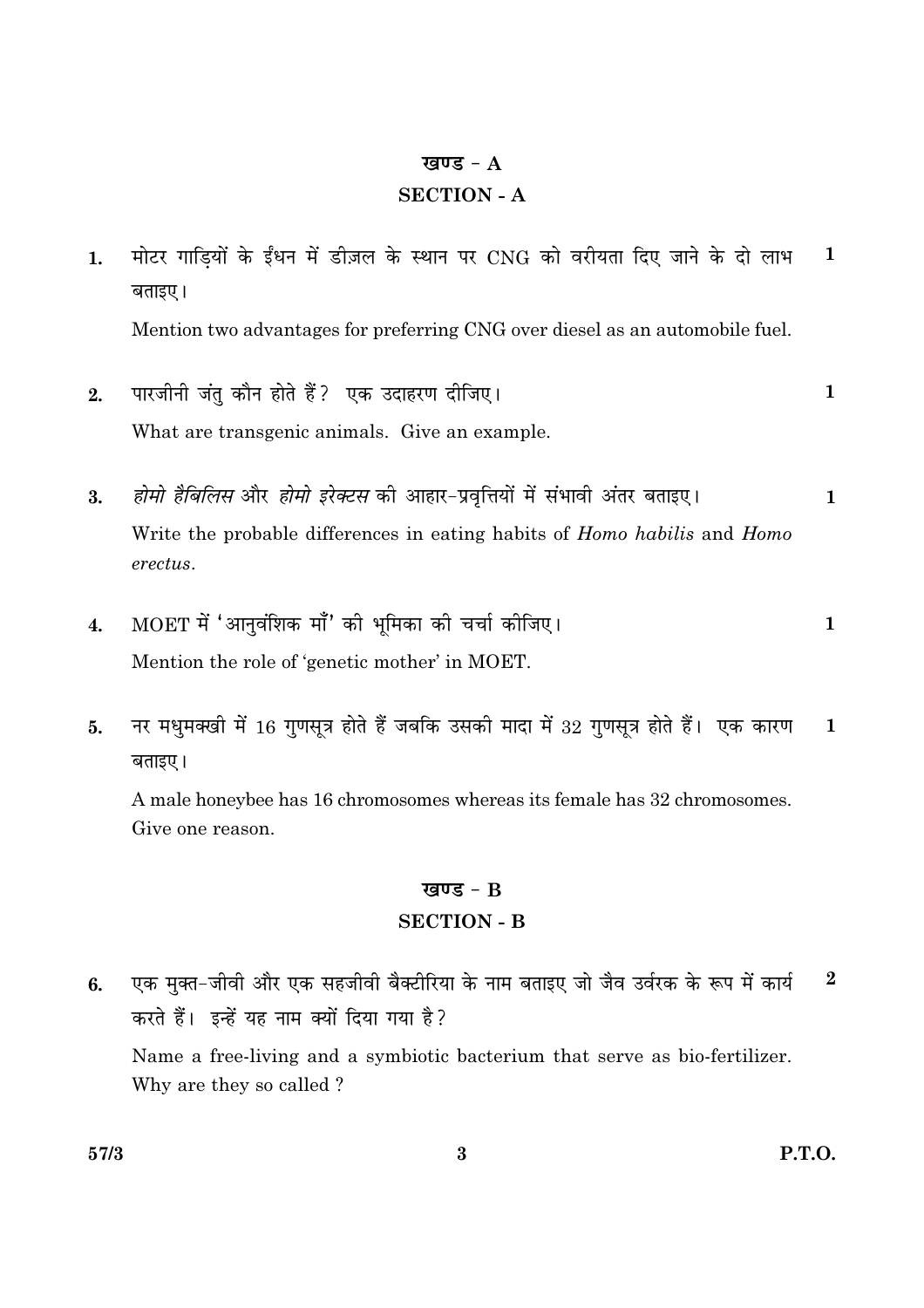## खण्ड - A
## SECTION - A

**1.** मोटर गाड़ियों के ईंधन में डीज़ल के स्थान पर CNG को वरीयता दिए जाने के दो लाभ बताइए। **1**

Mention two advantages for preferring CNG over diesel as an automobile fuel.

**2.** पारजीनी जंतु कौन होते हैं? एक उदाहरण दीजिए। **1**

What are transgenic animals. Give an example.

**3.** *होमो हैबिलिस* और *होमो इरेक्टस* की आहार-प्रवृत्तियों में संभावी अंतर बताइए। **1**

Write the probable differences in eating habits of *Homo habilis* and *Homo erectus*.

**4.** MOET में 'आनुवंशिक माँ' की भूमिका की चर्चा कीजिए। **1**

Mention the role of 'genetic mother' in MOET.

**5.** नर मधुमक्खी में 16 गुणसूत्र होते हैं जबकि उसकी मादा में 32 गुणसूत्र होते हैं। एक कारण बताइए। **1**

A male honeybee has 16 chromosomes whereas its female has 32 chromosomes. Give one reason.

## खण्ड - B
## SECTION - B

**6.** एक मुक्त-जीवी और एक सहजीवी बैक्टीरिया के नाम बताइए जो जैव उर्वरक के रूप में कार्य करते हैं। इन्हें यह नाम क्यों दिया गया है? **2**

Name a free-living and a symbiotic bacterium that serve as bio-fertilizer. Why are they so called ?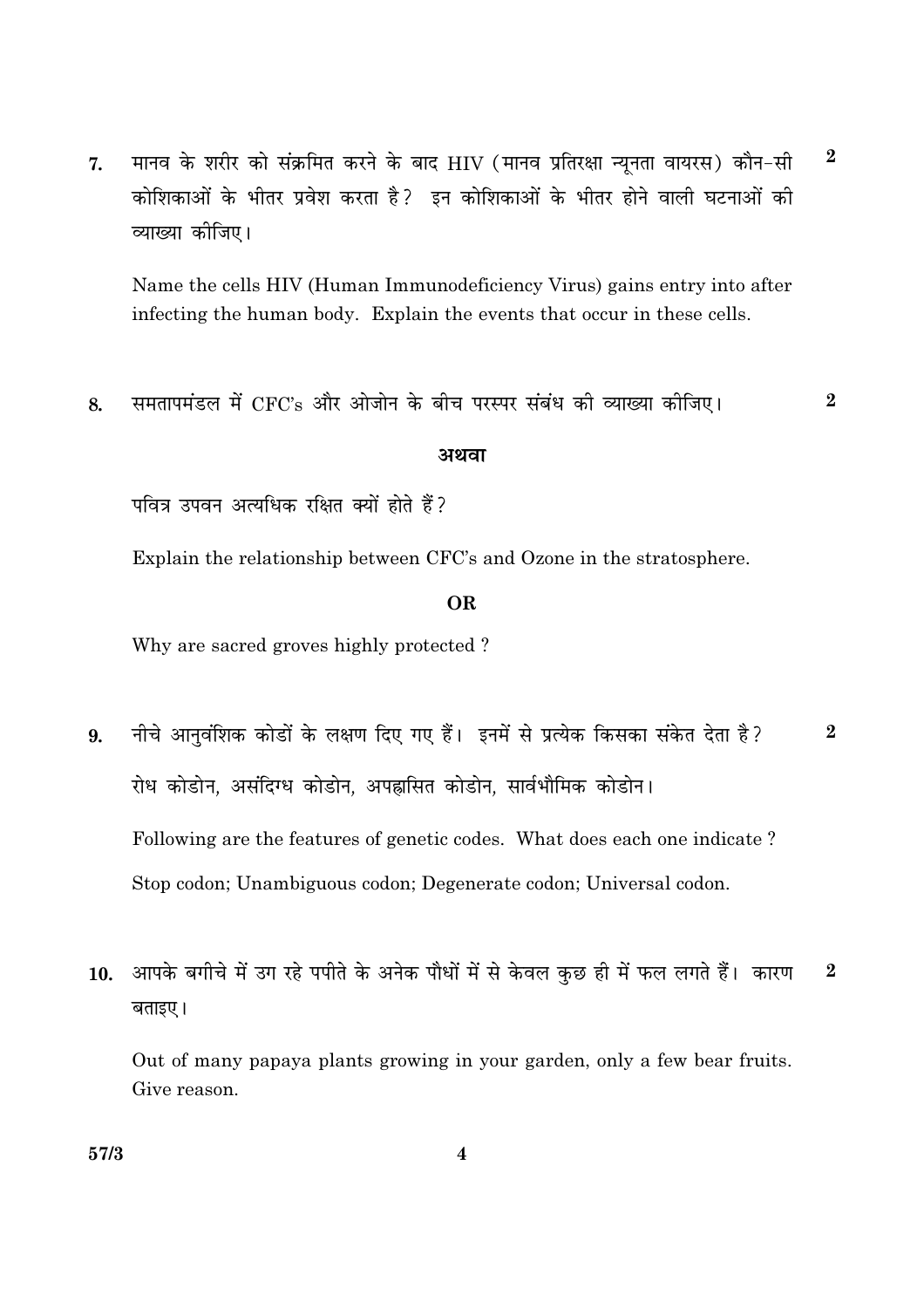7. मानव के शरीर को संक्रमित करने के बाद HIV (मानव प्रतिरक्षा न्यूनता वायरस) कौन-सी कोशिकाओं के भीतर प्रवेश करता है? इन कोशिकाओं के भीतर होने वाली घटनाओं की व्याख्या कीजिए। **2**

Name the cells HIV (Human Immunodeficiency Virus) gains entry into after infecting the human body. Explain the events that occur in these cells.

8. समतापमंडल में CFC's और ओजोन के बीच परस्पर संबंध की व्याख्या कीजिए। **2**

**अथवा**

पवित्र उपवन अत्यधिक रक्षित क्यों होते हैं?

Explain the relationship between CFC's and Ozone in the stratosphere.

**OR**

Why are sacred groves highly protected ?

9. नीचे आनुवंशिक कोडों के लक्षण दिए गए हैं। इनमें से प्रत्येक किसका संकेत देता है? **2**

रोध कोडोन, असंदिग्ध कोडोन, अपह्रासित कोडोन, सार्वभौमिक कोडोन।

Following are the features of genetic codes. What does each one indicate ?

Stop codon; Unambiguous codon; Degenerate codon; Universal codon.

10. आपके बगीचे में उग रहे पपीते के अनेक पौधों में से केवल कुछ ही में फल लगते हैं। कारण बताइए। **2**

Out of many papaya plants growing in your garden, only a few bear fruits. Give reason.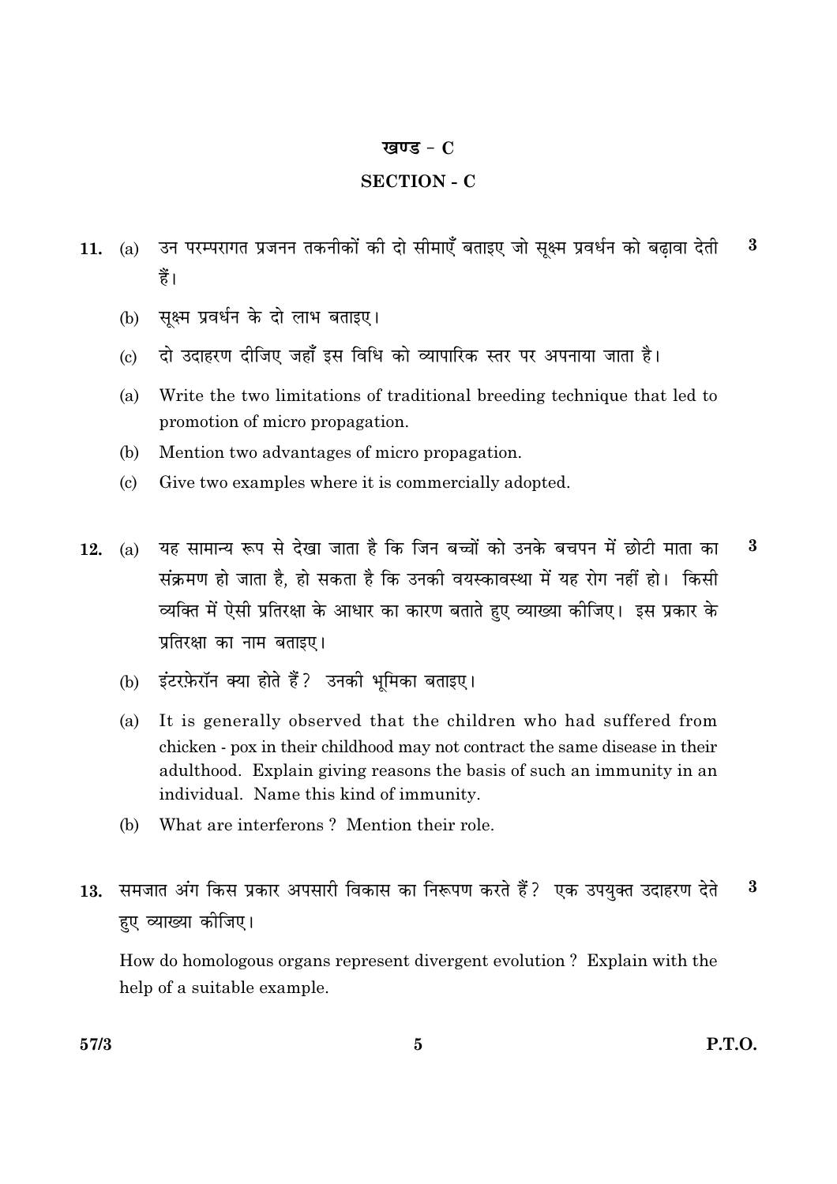## खण्ड - C

## SECTION - C

**11.** (a) उन परम्परागत प्रजनन तकनीकों की दो सीमाएँ बताइए जो सूक्ष्म प्रवर्धन को बढ़ावा देती हैं। **3**

(b) सूक्ष्म प्रवर्धन के दो लाभ बताइए।

(c) दो उदाहरण दीजिए जहाँ इस विधि को व्यापारिक स्तर पर अपनाया जाता है।

(a) Write the two limitations of traditional breeding technique that led to promotion of micro propagation.

(b) Mention two advantages of micro propagation.

(c) Give two examples where it is commercially adopted.

**12.** (a) यह सामान्य रूप से देखा जाता है कि जिन बच्चों को उनके बचपन में छोटी माता का संक्रमण हो जाता है, हो सकता है कि उनकी वयस्कावस्था में यह रोग नहीं हो। किसी व्यक्ति में ऐसी प्रतिरक्षा के आधार का कारण बताते हुए व्याख्या कीजिए। इस प्रकार के प्रतिरक्षा का नाम बताइए। **3**

(b) इंटरफ़ेरॉन क्या होते हैं? उनकी भूमिका बताइए।

(a) It is generally observed that the children who had suffered from chicken - pox in their childhood may not contract the same disease in their adulthood. Explain giving reasons the basis of such an immunity in an individual. Name this kind of immunity.

(b) What are interferons ? Mention their role.

**13.** समजात अंग किस प्रकार अपसारी विकास का निरूपण करते हैं? एक उपयुक्त उदाहरण देते हुए व्याख्या कीजिए। **3**

How do homologous organs represent divergent evolution ? Explain with the help of a suitable example.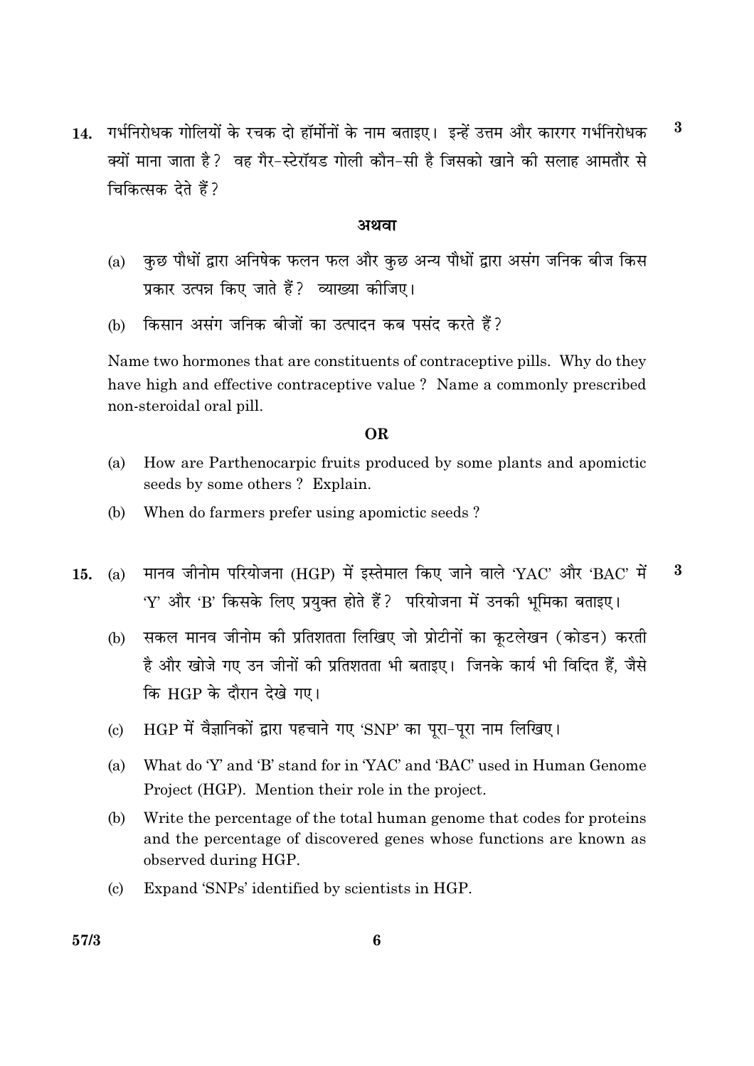14. गर्भनिरोधक गोलियों के रचक दो हॉर्मोनों के नाम बताइए। इन्हें उत्तम और कारगर गर्भनिरोधक क्यों माना जाता है? वह गैर-स्टेरॉयड गोली कौन-सी है जिसको खाने की सलाह आमतौर से चिकित्सक देते हैं? **3**

**अथवा**

(a) कुछ पौधों द्वारा अनिषेक फलन फल और कुछ अन्य पौधों द्वारा असंग जनिक बीज किस प्रकार उत्पन्न किए जाते हैं? व्याख्या कीजिए।

(b) किसान असंग जनिक बीजों का उत्पादन कब पसंद करते हैं?

Name two hormones that are constituents of contraceptive pills. Why do they have high and effective contraceptive value? Name a commonly prescribed non-steroidal oral pill.

**OR**

(a) How are Parthenocarpic fruits produced by some plants and apomictic seeds by some others? Explain.

(b) When do farmers prefer using apomictic seeds?

15. (a) मानव जीनोम परियोजना (HGP) में इस्तेमाल किए जाने वाले 'YAC' और 'BAC' में 'Y' और 'B' किसके लिए प्रयुक्त होते हैं? परियोजना में उनकी भूमिका बताइए। **3**

(b) सकल मानव जीनोम की प्रतिशतता लिखिए जो प्रोटीनों का कूटलेखन (कोडन) करती है और खोजे गए उन जीनों की प्रतिशतता भी बताइए। जिनके कार्य भी विदित हैं, जैसे कि HGP के दौरान देखे गए।

(c) HGP में वैज्ञानिकों द्वारा पहचाने गए 'SNP' का पूरा-पूरा नाम लिखिए।

(a) What do 'Y' and 'B' stand for in 'YAC' and 'BAC' used in Human Genome Project (HGP). Mention their role in the project.

(b) Write the percentage of the total human genome that codes for proteins and the percentage of discovered genes whose functions are known as observed during HGP.

(c) Expand 'SNPs' identified by scientists in HGP.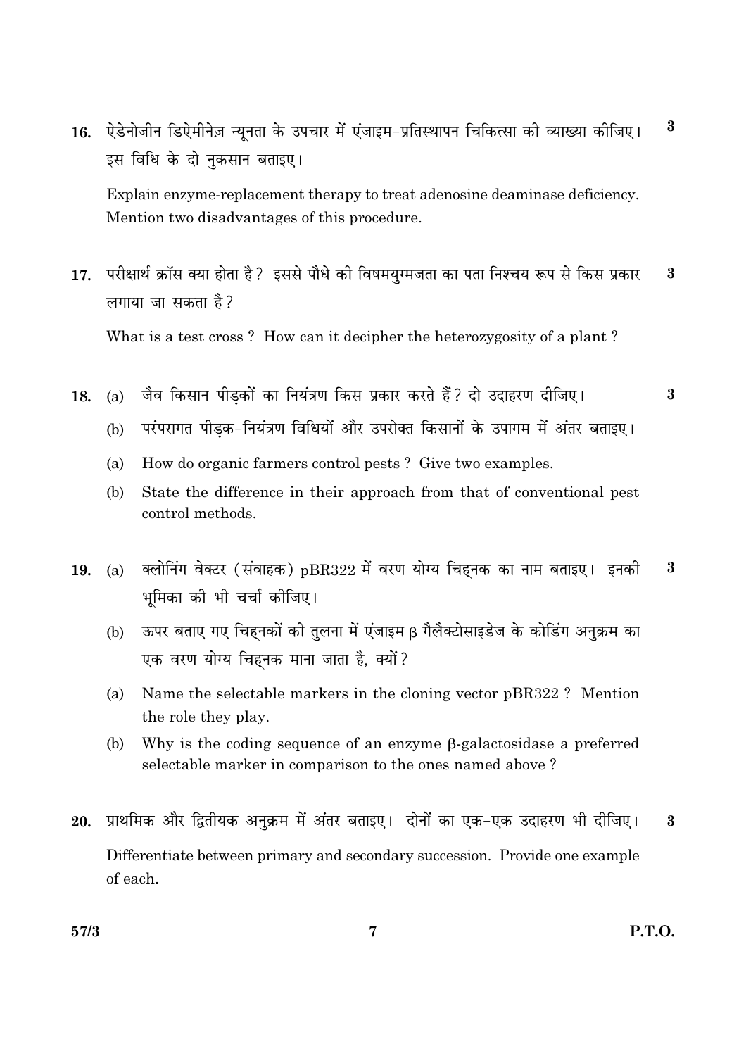16. ऐडेनोजीन डिऐमीनेज़ न्यूनता के उपचार में एंजाइम-प्रतिस्थापन चिकित्सा की व्याख्या कीजिए। इस विधि के दो नुकसान बताइए। **3**

Explain enzyme-replacement therapy to treat adenosine deaminase deficiency. Mention two disadvantages of this procedure.

17. परीक्षार्थ क्रॉस क्या होता है? इससे पौधे की विषमयुग्मजता का पता निश्चय रूप से किस प्रकार लगाया जा सकता है? **3**

What is a test cross? How can it decipher the heterozygosity of a plant?

18. (a) जैव किसान पीड़कों का नियंत्रण किस प्रकार करते हैं? दो उदाहरण दीजिए। **3**

    (b) परंपरागत पीड़क-नियंत्रण विधियों और उपरोक्त किसानों के उपागम में अंतर बताइए।

    (a) How do organic farmers control pests? Give two examples.

    (b) State the difference in their approach from that of conventional pest control methods.

19. (a) क्लोनिंग वेक्टर (संवाहक) pBR322 में वरण योग्य चिह्नक का नाम बताइए। इनकी भूमिका की भी चर्चा कीजिए। **3**

    (b) ऊपर बताए गए चिह्नकों की तुलना में एंजाइम $\beta$ गैलैक्टोसाइडेज के कोडिंग अनुक्रम का एक वरण योग्य चिह्नक माना जाता है, क्यों?

    (a) Name the selectable markers in the cloning vector pBR322? Mention the role they play.

    (b) Why is the coding sequence of an enzyme $\beta$-galactosidase a preferred selectable marker in comparison to the ones named above?

20. प्राथमिक और द्वितीयक अनुक्रम में अंतर बताइए। दोनों का एक-एक उदाहरण भी दीजिए। **3**

Differentiate between primary and secondary succession. Provide one example of each.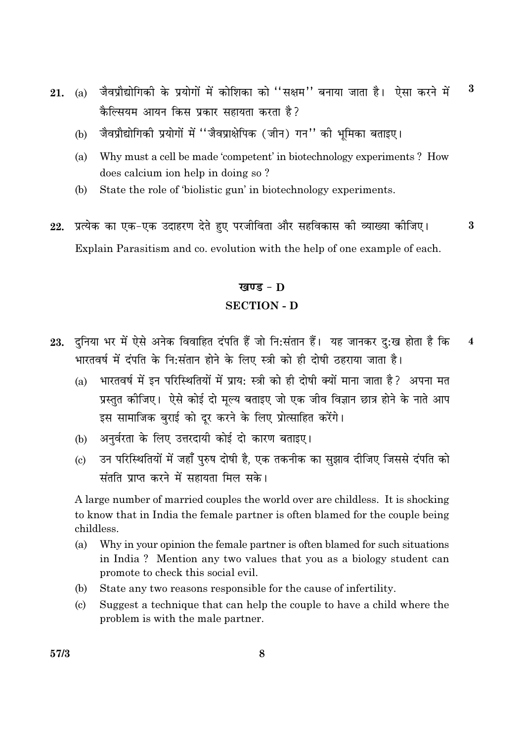21. (a) जैवप्रौद्योगिकी के प्रयोगों में कोशिका को ''सक्षम'' बनाया जाता है। ऐसा करने में कैल्सियम आयन किस प्रकार सहायता करता है? **3**

    (b) जैवप्रौद्योगिकी प्रयोगों में ''जैवप्राक्षेपिक (जीन) गन'' की भूमिका बताइए।

    (a) Why must a cell be made 'competent' in biotechnology experiments ? How does calcium ion help in doing so ?

    (b) State the role of 'biolistic gun' in biotechnology experiments.

22. प्रत्येक का एक-एक उदाहरण देते हुए परजीविता और सहविकास की व्याख्या कीजिए। **3**

    Explain Parasitism and co. evolution with the help of one example of each.

## खण्ड - D

## SECTION - D

23. दुनिया भर में ऐसे अनेक विवाहित दंपति हैं जो नि:संतान हैं। यह जानकर दु:ख होता है कि भारतवर्ष में दंपति के नि:संतान होने के लिए स्त्री को ही दोषी ठहराया जाता है। **4**

    (a) भारतवर्ष में इन परिस्थितियों में प्राय: स्त्री को ही दोषी क्यों माना जाता है? अपना मत प्रस्तुत कीजिए। ऐसे कोई दो मूल्य बताइए जो एक जीव विज्ञान छात्र होने के नाते आप इस सामाजिक बुराई को दूर करने के लिए प्रोत्साहित करेंगे।

    (b) अनुर्वरता के लिए उत्तरदायी कोई दो कारण बताइए।

    (c) उन परिस्थितियों में जहाँ पुरुष दोषी है, एक तकनीक का सुझाव दीजिए जिससे दंपति को संतति प्राप्त करने में सहायता मिल सके।

    A large number of married couples the world over are childless. It is shocking to know that in India the female partner is often blamed for the couple being childless.

    (a) Why in your opinion the female partner is often blamed for such situations in India ? Mention any two values that you as a biology student can promote to check this social evil.

    (b) State any two reasons responsible for the cause of infertility.

    (c) Suggest a technique that can help the couple to have a child where the problem is with the male partner.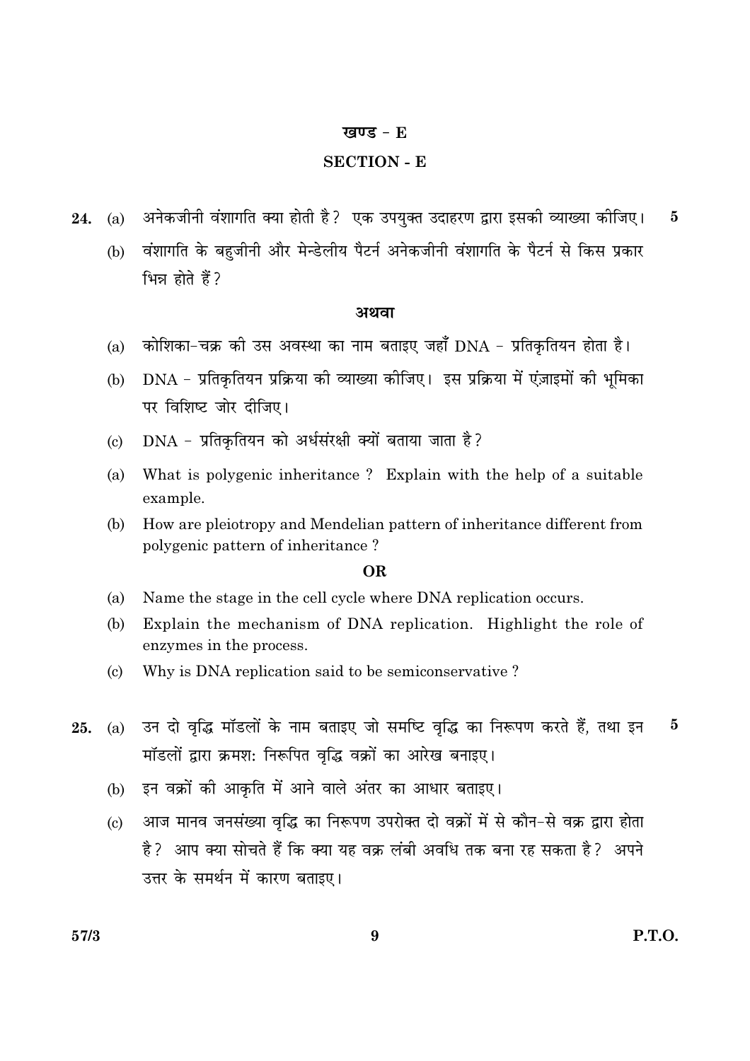## खण्ड - E

## SECTION - E

**24.** (a) अनेकजीनी वंशागति क्या होती है? एक उपयुक्त उदाहरण द्वारा इसकी व्याख्या कीजिए। **5**

(b) वंशागति के बहुजीनी और मेन्डेलीय पैटर्न अनेकजीनी वंशागति के पैटर्न से किस प्रकार भिन्न होते हैं?

**अथवा**

(a) कोशिका-चक्र की उस अवस्था का नाम बताइए जहाँ DNA - प्रतिकृतियन होता है।

(b) DNA - प्रतिकृतियन प्रक्रिया की व्याख्या कीजिए। इस प्रक्रिया में एंज़ाइमों की भूमिका पर विशिष्ट जोर दीजिए।

(c) DNA - प्रतिकृतियन को अर्धसंरक्षी क्यों बताया जाता है?

(a) What is polygenic inheritance ? Explain with the help of a suitable example.

(b) How are pleiotropy and Mendelian pattern of inheritance different from polygenic pattern of inheritance ?

**OR**

(a) Name the stage in the cell cycle where DNA replication occurs.

(b) Explain the mechanism of DNA replication. Highlight the role of enzymes in the process.

(c) Why is DNA replication said to be semiconservative ?

**25.** (a) उन दो वृद्धि मॉडलों के नाम बताइए जो समष्टि वृद्धि का निरूपण करते हैं, तथा इन मॉडलों द्वारा क्रमशः निरूपित वृद्धि वक्रों का आरेख बनाइए। **5**

(b) इन वक्रों की आकृति में आने वाले अंतर का आधार बताइए।

(c) आज मानव जनसंख्या वृद्धि का निरूपण उपरोक्त दो वक्रों में से कौन-से वक्र द्वारा होता है? आप क्या सोचते हैं कि क्या यह वक्र लंबी अवधि तक बना रह सकता है? अपने उत्तर के समर्थन में कारण बताइए।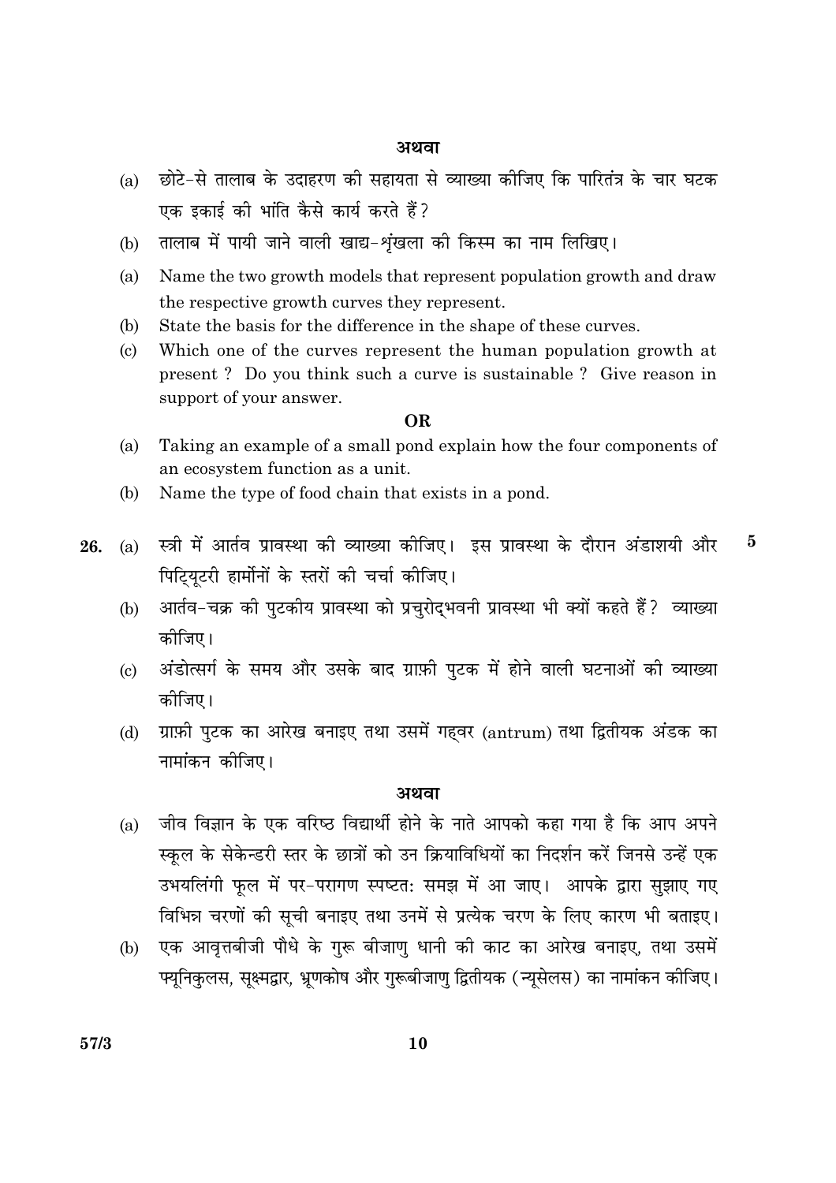**अथवा**

(a) छोटे-से तालाब के उदाहरण की सहायता से व्याख्या कीजिए कि पारितंत्र के चार घटक एक इकाई की भांति कैसे कार्य करते हैं?

(b) तालाब में पायी जाने वाली खाद्य-शृंखला की किस्म का नाम लिखिए।

(a) Name the two growth models that represent population growth and draw the respective growth curves they represent.

(b) State the basis for the difference in the shape of these curves.

(c) Which one of the curves represent the human population growth at present ? Do you think such a curve is sustainable ? Give reason in support of your answer.

**OR**

(a) Taking an example of a small pond explain how the four components of an ecosystem function as a unit.

(b) Name the type of food chain that exists in a pond.

**26.** (a) स्त्री में आर्तव प्रावस्था की व्याख्या कीजिए। इस प्रावस्था के दौरान अंडाशयी और पिट्यूटरी हार्मोनों के स्तरों की चर्चा कीजिए। **5**

(b) आर्तव-चक्र की पुटकीय प्रावस्था को प्रचुरोद्भवनी प्रावस्था भी क्यों कहते हैं? व्याख्या कीजिए।

(c) अंडोत्सर्ग के समय और उसके बाद ग्राफ़ी पुटक में होने वाली घटनाओं की व्याख्या कीजिए।

(d) ग्राफ़ी पुटक का आरेख बनाइए तथा उसमें गह्वर (antrum) तथा द्वितीयक अंडक का नामांकन कीजिए।

**अथवा**

(a) जीव विज्ञान के एक वरिष्ठ विद्यार्थी होने के नाते आपको कहा गया है कि आप अपने स्कूल के सेकेन्डरी स्तर के छात्रों को उन क्रियाविधियों का निदर्शन करें जिनसे उन्हें एक उभयलिंगी फूल में पर-परागण स्पष्टतः समझ में आ जाए। आपके द्वारा सुझाए गए विभिन्न चरणों की सूची बनाइए तथा उनमें से प्रत्येक चरण के लिए कारण भी बताइए।

(b) एक आवृत्तबीजी पौधे के गुरू बीजाणु धानी की काट का आरेख बनाइए, तथा उसमें फ्यूनिकुलस, सूक्ष्मद्वार, भ्रूणकोष और गुरूबीजाणु द्वितीयक (न्यूसेलस) का नामांकन कीजिए।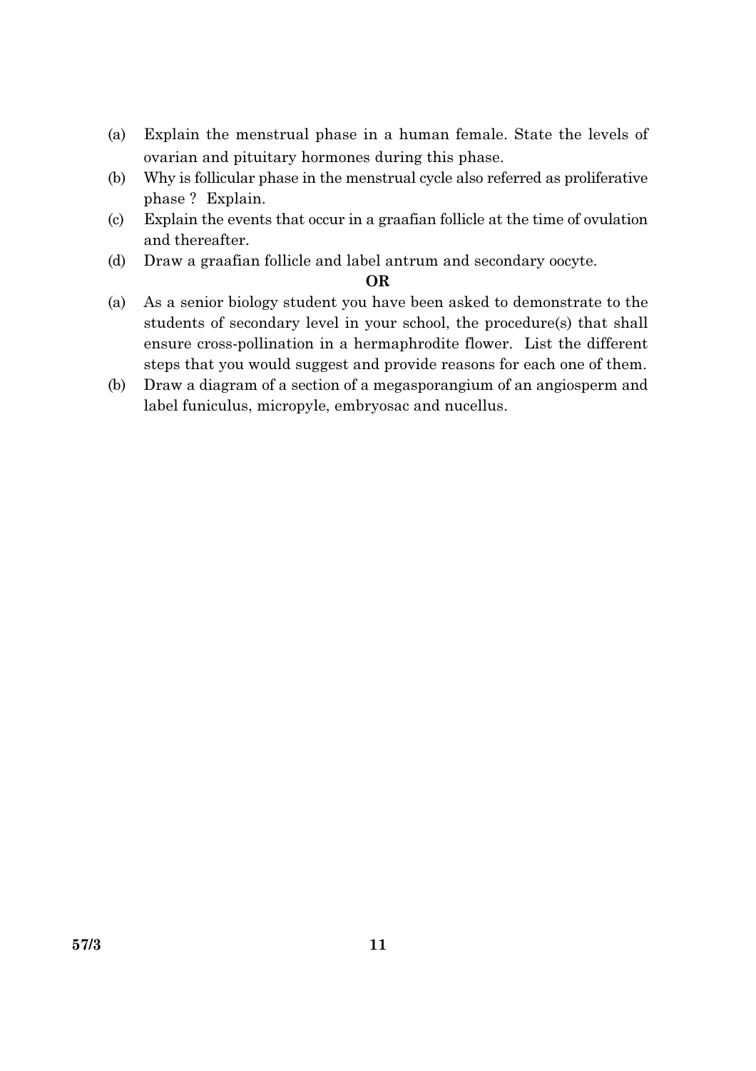(a) Explain the menstrual phase in a human female. State the levels of ovarian and pituitary hormones during this phase.

(b) Why is follicular phase in the menstrual cycle also referred as proliferative phase ? Explain.

(c) Explain the events that occur in a graafian follicle at the time of ovulation and thereafter.

(d) Draw a graafian follicle and label antrum and secondary oocyte.

**OR**

(a) As a senior biology student you have been asked to demonstrate to the students of secondary level in your school, the procedure(s) that shall ensure cross-pollination in a hermaphrodite flower. List the different steps that you would suggest and provide reasons for each one of them.

(b) Draw a diagram of a section of a megasporangium of an angiosperm and label funiculus, micropyle, embryosac and nucellus.